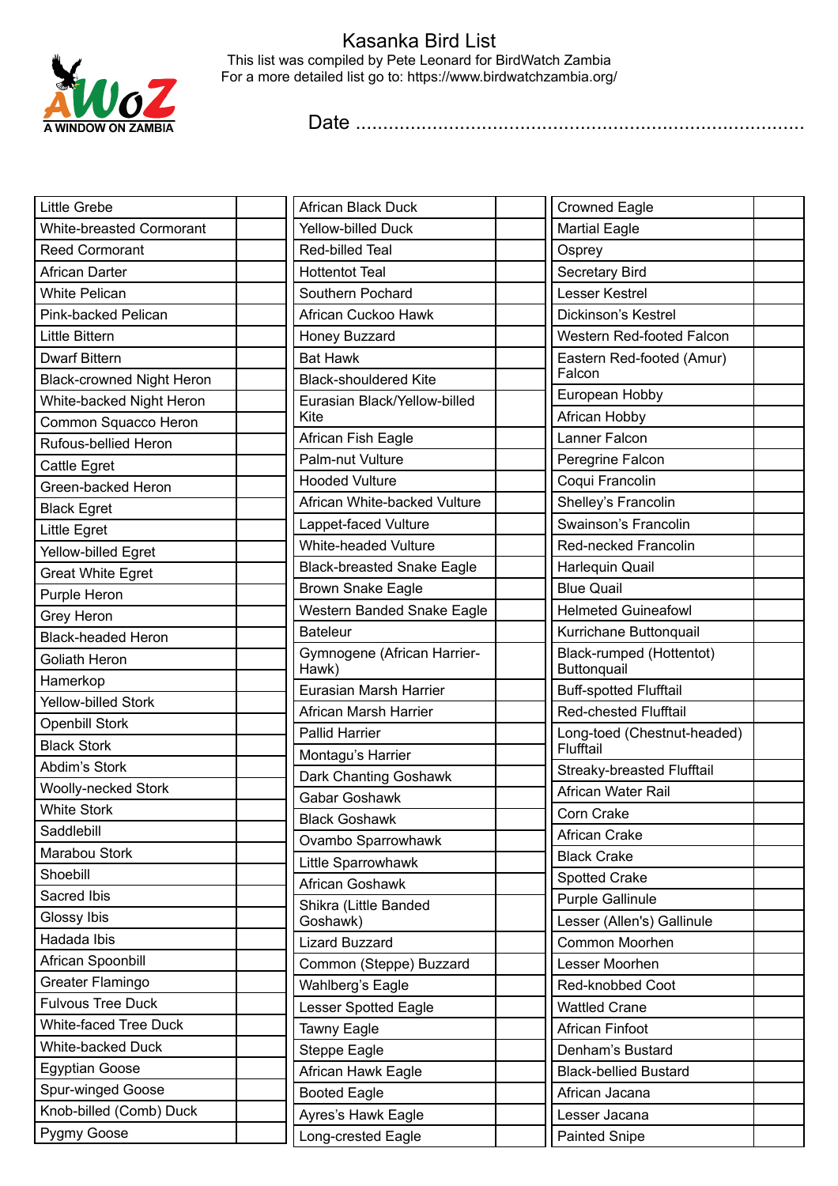# Kasanka Bird List

This list was compiled by Pete Leonard for BirdWatch Zambia
For a more detailed list go to: https://www.birdwatchzambia.org/

A WINDOW ON ZAMBIA

Date ..................................................................................

| Species | |
|---|---|
| Little Grebe | |
| White-breasted Cormorant | |
| Reed Cormorant | |
| African Darter | |
| White Pelican | |
| Pink-backed Pelican | |
| Little Bittern | |
| Dwarf Bittern | |
| Black-crowned Night Heron | |
| White-backed Night Heron | |
| Common Squacco Heron | |
| Rufous-bellied Heron | |
| Cattle Egret | |
| Green-backed Heron | |
| Black Egret | |
| Little Egret | |
| Yellow-billed Egret | |
| Great White Egret | |
| Purple Heron | |
| Grey Heron | |
| Black-headed Heron | |
| Goliath Heron | |
| Hamerkop | |
| Yellow-billed Stork | |
| Openbill Stork | |
| Black Stork | |
| Abdim's Stork | |
| Woolly-necked Stork | |
| White Stork | |
| Saddlebill | |
| Marabou Stork | |
| Shoebill | |
| Sacred Ibis | |
| Glossy Ibis | |
| Hadada Ibis | |
| African Spoonbill | |
| Greater Flamingo | |
| Fulvous Tree Duck | |
| White-faced Tree Duck | |
| White-backed Duck | |
| Egyptian Goose | |
| Spur-winged Goose | |
| Knob-billed (Comb) Duck | |
| Pygmy Goose | |
| African Black Duck | |
| Yellow-billed Duck | |
| Red-billed Teal | |
| Hottentot Teal | |
| Southern Pochard | |
| African Cuckoo Hawk | |
| Honey Buzzard | |
| Bat Hawk | |
| Black-shouldered Kite | |
| Eurasian Black/Yellow-billed Kite | |
| African Fish Eagle | |
| Palm-nut Vulture | |
| Hooded Vulture | |
| African White-backed Vulture | |
| Lappet-faced Vulture | |
| White-headed Vulture | |
| Black-breasted Snake Eagle | |
| Brown Snake Eagle | |
| Western Banded Snake Eagle | |
| Bateleur | |
| Gymnogene (African Harrier-Hawk) | |
| Eurasian Marsh Harrier | |
| African Marsh Harrier | |
| Pallid Harrier | |
| Montagu's Harrier | |
| Dark Chanting Goshawk | |
| Gabar Goshawk | |
| Black Goshawk | |
| Ovambo Sparrowhawk | |
| Little Sparrowhawk | |
| African Goshawk | |
| Shikra (Little Banded Goshawk) | |
| Lizard Buzzard | |
| Common (Steppe) Buzzard | |
| Wahlberg's Eagle | |
| Lesser Spotted Eagle | |
| Tawny Eagle | |
| Steppe Eagle | |
| African Hawk Eagle | |
| Booted Eagle | |
| Ayres's Hawk Eagle | |
| Long-crested Eagle | |
| Crowned Eagle | |
| Martial Eagle | |
| Osprey | |
| Secretary Bird | |
| Lesser Kestrel | |
| Dickinson's Kestrel | |
| Western Red-footed Falcon | |
| Eastern Red-footed (Amur) Falcon | |
| European Hobby | |
| African Hobby | |
| Lanner Falcon | |
| Peregrine Falcon | |
| Coqui Francolin | |
| Shelley's Francolin | |
| Swainson's Francolin | |
| Red-necked Francolin | |
| Harlequin Quail | |
| Blue Quail | |
| Helmeted Guineafowl | |
| Kurrichane Buttonquail | |
| Black-rumped (Hottentot) Buttonquail | |
| Buff-spotted Flufftail | |
| Red-chested Flufftail | |
| Long-toed (Chestnut-headed) Flufftail | |
| Streaky-breasted Flufftail | |
| African Water Rail | |
| Corn Crake | |
| African Crake | |
| Black Crake | |
| Spotted Crake | |
| Purple Gallinule | |
| Lesser (Allen's) Gallinule | |
| Common Moorhen | |
| Lesser Moorhen | |
| Red-knobbed Coot | |
| Wattled Crane | |
| African Finfoot | |
| Denham's Bustard | |
| Black-bellied Bustard | |
| African Jacana | |
| Lesser Jacana | |
| Painted Snipe | |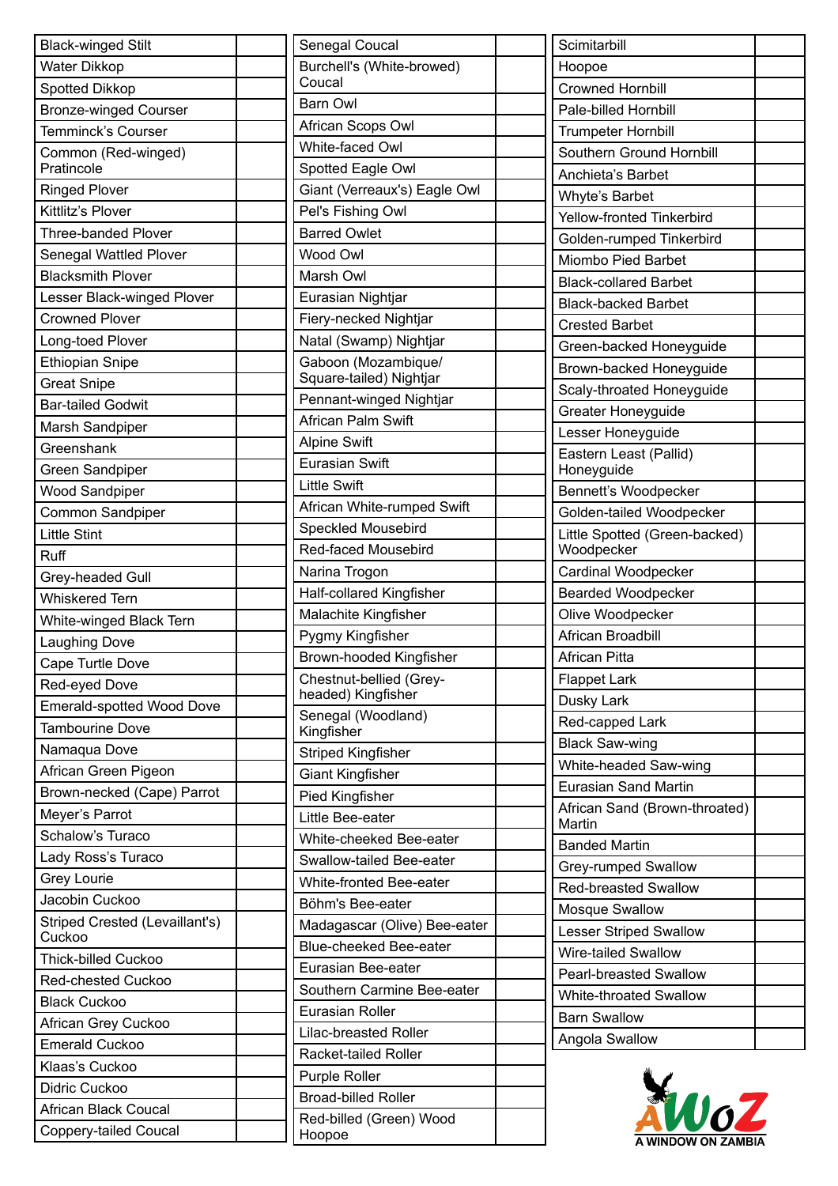| | |
|---|---|
| Black-winged Stilt | |
| Water Dikkop | |
| Spotted Dikkop | |
| Bronze-winged Courser | |
| Temminck's Courser | |
| Common (Red-winged) Pratincole | |
| Ringed Plover | |
| Kittlitz's Plover | |
| Three-banded Plover | |
| Senegal Wattled Plover | |
| Blacksmith Plover | |
| Lesser Black-winged Plover | |
| Crowned Plover | |
| Long-toed Plover | |
| Ethiopian Snipe | |
| Great Snipe | |
| Bar-tailed Godwit | |
| Marsh Sandpiper | |
| Greenshank | |
| Green Sandpiper | |
| Wood Sandpiper | |
| Common Sandpiper | |
| Little Stint | |
| Ruff | |
| Grey-headed Gull | |
| Whiskered Tern | |
| White-winged Black Tern | |
| Laughing Dove | |
| Cape Turtle Dove | |
| Red-eyed Dove | |
| Emerald-spotted Wood Dove | |
| Tambourine Dove | |
| Namaqua Dove | |
| African Green Pigeon | |
| Brown-necked (Cape) Parrot | |
| Meyer's Parrot | |
| Schalow's Turaco | |
| Lady Ross's Turaco | |
| Grey Lourie | |
| Jacobin Cuckoo | |
| Striped Crested (Levaillant's) Cuckoo | |
| Thick-billed Cuckoo | |
| Red-chested Cuckoo | |
| Black Cuckoo | |
| African Grey Cuckoo | |
| Emerald Cuckoo | |
| Klaas's Cuckoo | |
| Didric Cuckoo | |
| African Black Coucal | |
| Coppery-tailed Coucal | |

| | |
|---|---|
| Senegal Coucal | |
| Burchell's (White-browed) Coucal | |
| Barn Owl | |
| African Scops Owl | |
| White-faced Owl | |
| Spotted Eagle Owl | |
| Giant (Verreaux's) Eagle Owl | |
| Pel's Fishing Owl | |
| Barred Owlet | |
| Wood Owl | |
| Marsh Owl | |
| Eurasian Nightjar | |
| Fiery-necked Nightjar | |
| Natal (Swamp) Nightjar | |
| Gaboon (Mozambique/ Square-tailed) Nightjar | |
| Pennant-winged Nightjar | |
| African Palm Swift | |
| Alpine Swift | |
| Eurasian Swift | |
| Little Swift | |
| African White-rumped Swift | |
| Speckled Mousebird | |
| Red-faced Mousebird | |
| Narina Trogon | |
| Half-collared Kingfisher | |
| Malachite Kingfisher | |
| Pygmy Kingfisher | |
| Brown-hooded Kingfisher | |
| Chestnut-bellied (Grey-headed) Kingfisher | |
| Senegal (Woodland) Kingfisher | |
| Striped Kingfisher | |
| Giant Kingfisher | |
| Pied Kingfisher | |
| Little Bee-eater | |
| White-cheeked Bee-eater | |
| Swallow-tailed Bee-eater | |
| White-fronted Bee-eater | |
| Böhm's Bee-eater | |
| Madagascar (Olive) Bee-eater | |
| Blue-cheeked Bee-eater | |
| Eurasian Bee-eater | |
| Southern Carmine Bee-eater | |
| Eurasian Roller | |
| Lilac-breasted Roller | |
| Racket-tailed Roller | |
| Purple Roller | |
| Broad-billed Roller | |
| Red-billed (Green) Wood Hoopoe | |

| | |
|---|---|
| Scimitarbill | |
| Hoopoe | |
| Crowned Hornbill | |
| Pale-billed Hornbill | |
| Trumpeter Hornbill | |
| Southern Ground Hornbill | |
| Anchieta's Barbet | |
| Whyte's Barbet | |
| Yellow-fronted Tinkerbird | |
| Golden-rumped Tinkerbird | |
| Miombo Pied Barbet | |
| Black-collared Barbet | |
| Black-backed Barbet | |
| Crested Barbet | |
| Green-backed Honeyguide | |
| Brown-backed Honeyguide | |
| Scaly-throated Honeyguide | |
| Greater Honeyguide | |
| Lesser Honeyguide | |
| Eastern Least (Pallid) Honeyguide | |
| Bennett's Woodpecker | |
| Golden-tailed Woodpecker | |
| Little Spotted (Green-backed) Woodpecker | |
| Cardinal Woodpecker | |
| Bearded Woodpecker | |
| Olive Woodpecker | |
| African Broadbill | |
| African Pitta | |
| Flappet Lark | |
| Dusky Lark | |
| Red-capped Lark | |
| Black Saw-wing | |
| White-headed Saw-wing | |
| Eurasian Sand Martin | |
| African Sand (Brown-throated) Martin | |
| Banded Martin | |
| Grey-rumped Swallow | |
| Red-breasted Swallow | |
| Mosque Swallow | |
| Lesser Striped Swallow | |
| Wire-tailed Swallow | |
| Pearl-breasted Swallow | |
| White-throated Swallow | |
| Barn Swallow | |
| Angola Swallow | |

AWOZ A WINDOW ON ZAMBIA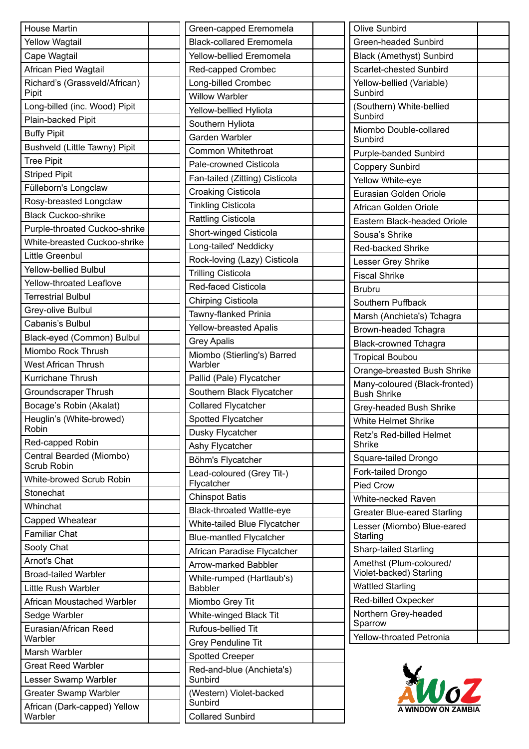| | |
|---|---|
| House Martin | |
| Yellow Wagtail | |
| Cape Wagtail | |
| African Pied Wagtail | |
| Richard's (Grassveld/African) Pipit | |
| Long-billed (inc. Wood) Pipit | |
| Plain-backed Pipit | |
| Buffy Pipit | |
| Bushveld (Little Tawny) Pipit | |
| Tree Pipit | |
| Striped Pipit | |
| Fülleborn's Longclaw | |
| Rosy-breasted Longclaw | |
| Black Cuckoo-shrike | |
| Purple-throated Cuckoo-shrike | |
| White-breasted Cuckoo-shrike | |
| Little Greenbul | |
| Yellow-bellied Bulbul | |
| Yellow-throated Leaflove | |
| Terrestrial Bulbul | |
| Grey-olive Bulbul | |
| Cabanis's Bulbul | |
| Black-eyed (Common) Bulbul | |
| Miombo Rock Thrush | |
| West African Thrush | |
| Kurrichane Thrush | |
| Groundscraper Thrush | |
| Bocage's Robin (Akalat) | |
| Heuglin's (White-browed) Robin | |
| Red-capped Robin | |
| Central Bearded (Miombo) Scrub Robin | |
| White-browed Scrub Robin | |
| Stonechat | |
| Whinchat | |
| Capped Wheatear | |
| Familiar Chat | |
| Sooty Chat | |
| Arnot's Chat | |
| Broad-tailed Warbler | |
| Little Rush Warbler | |
| African Moustached Warbler | |
| Sedge Warbler | |
| Eurasian/African Reed Warbler | |
| Marsh Warbler | |
| Great Reed Warbler | |
| Lesser Swamp Warbler | |
| Greater Swamp Warbler | |
| African (Dark-capped) Yellow Warbler | |

| | |
|---|---|
| Green-capped Eremomela | |
| Black-collared Eremomela | |
| Yellow-bellied Eremomela | |
| Red-capped Crombec | |
| Long-billed Crombec | |
| Willow Warbler | |
| Yellow-bellied Hyliota | |
| Southern Hyliota | |
| Garden Warbler | |
| Common Whitethroat | |
| Pale-crowned Cisticola | |
| Fan-tailed (Zitting) Cisticola | |
| Croaking Cisticola | |
| Tinkling Cisticola | |
| Rattling Cisticola | |
| Short-winged Cisticola | |
| Long-tailed' Neddicky | |
| Rock-loving (Lazy) Cisticola | |
| Trilling Cisticola | |
| Red-faced Cisticola | |
| Chirping Cisticola | |
| Tawny-flanked Prinia | |
| Yellow-breasted Apalis | |
| Grey Apalis | |
| Miombo (Stierling's) Barred Warbler | |
| Pallid (Pale) Flycatcher | |
| Southern Black Flycatcher | |
| Collared Flycatcher | |
| Spotted Flycatcher | |
| Dusky Flycatcher | |
| Ashy Flycatcher | |
| Böhm's Flycatcher | |
| Lead-coloured (Grey Tit-) Flycatcher | |
| Chinspot Batis | |
| Black-throated Wattle-eye | |
| White-tailed Blue Flycatcher | |
| Blue-mantled Flycatcher | |
| African Paradise Flycatcher | |
| Arrow-marked Babbler | |
| White-rumped (Hartlaub's) Babbler | |
| Miombo Grey Tit | |
| White-winged Black Tit | |
| Rufous-bellied Tit | |
| Grey Penduline Tit | |
| Spotted Creeper | |
| Red-and-blue (Anchieta's) Sunbird | |
| (Western) Violet-backed Sunbird | |
| Collared Sunbird | |

| | |
|---|---|
| Olive Sunbird | |
| Green-headed Sunbird | |
| Black (Amethyst) Sunbird | |
| Scarlet-chested Sunbird | |
| Yellow-bellied (Variable) Sunbird | |
| (Southern) White-bellied Sunbird | |
| Miombo Double-collared Sunbird | |
| Purple-banded Sunbird | |
| Coppery Sunbird | |
| Yellow White-eye | |
| Eurasian Golden Oriole | |
| African Golden Oriole | |
| Eastern Black-headed Oriole | |
| Sousa's Shrike | |
| Red-backed Shrike | |
| Lesser Grey Shrike | |
| Fiscal Shrike | |
| Brubru | |
| Southern Puffback | |
| Marsh (Anchieta's) Tchagra | |
| Brown-headed Tchagra | |
| Black-crowned Tchagra | |
| Tropical Boubou | |
| Orange-breasted Bush Shrike | |
| Many-coloured (Black-fronted) Bush Shrike | |
| Grey-headed Bush Shrike | |
| White Helmet Shrike | |
| Retz's Red-billed Helmet Shrike | |
| Square-tailed Drongo | |
| Fork-tailed Drongo | |
| Pied Crow | |
| White-necked Raven | |
| Greater Blue-eared Starling | |
| Lesser (Miombo) Blue-eared Starling | |
| Sharp-tailed Starling | |
| Amethst (Plum-coloured/ Violet-backed) Starling | |
| Wattled Starling | |
| Red-billed Oxpecker | |
| Northern Grey-headed Sparrow | |
| Yellow-throated Petronia | |

AWoZ
A WINDOW ON ZAMBIA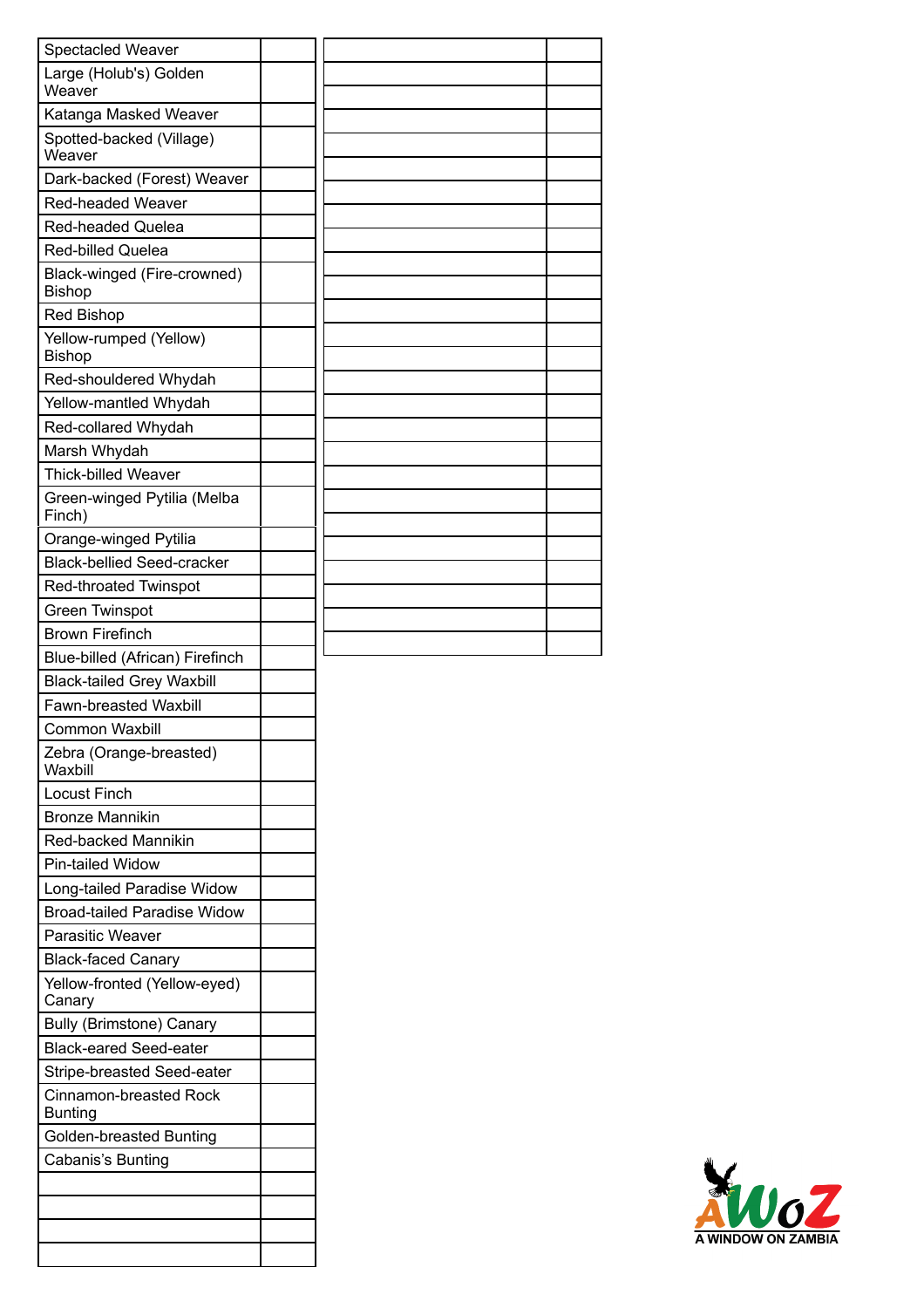| | |
|---|---|
| Spectacled Weaver | |
| Large (Holub's) Golden Weaver | |
| Katanga Masked Weaver | |
| Spotted-backed (Village) Weaver | |
| Dark-backed (Forest) Weaver | |
| Red-headed Weaver | |
| Red-headed Quelea | |
| Red-billed Quelea | |
| Black-winged (Fire-crowned) Bishop | |
| Red Bishop | |
| Yellow-rumped (Yellow) Bishop | |
| Red-shouldered Whydah | |
| Yellow-mantled Whydah | |
| Red-collared Whydah | |
| Marsh Whydah | |
| Thick-billed Weaver | |
| Green-winged Pytilia (Melba Finch) | |
| Orange-winged Pytilia | |
| Black-bellied Seed-cracker | |
| Red-throated Twinspot | |
| Green Twinspot | |
| Brown Firefinch | |
| Blue-billed (African) Firefinch | |
| Black-tailed Grey Waxbill | |
| Fawn-breasted Waxbill | |
| Common Waxbill | |
| Zebra (Orange-breasted) Waxbill | |
| Locust Finch | |
| Bronze Mannikin | |
| Red-backed Mannikin | |
| Pin-tailed Widow | |
| Long-tailed Paradise Widow | |
| Broad-tailed Paradise Widow | |
| Parasitic Weaver | |
| Black-faced Canary | |
| Yellow-fronted (Yellow-eyed) Canary | |
| Bully (Brimstone) Canary | |
| Black-eared Seed-eater | |
| Stripe-breasted Seed-eater | |
| Cinnamon-breasted Rock Bunting | |
| Golden-breasted Bunting | |
| Cabanis's Bunting | |
| | |
| | |
| | |
| | |

A WINDOW ON ZAMBIA